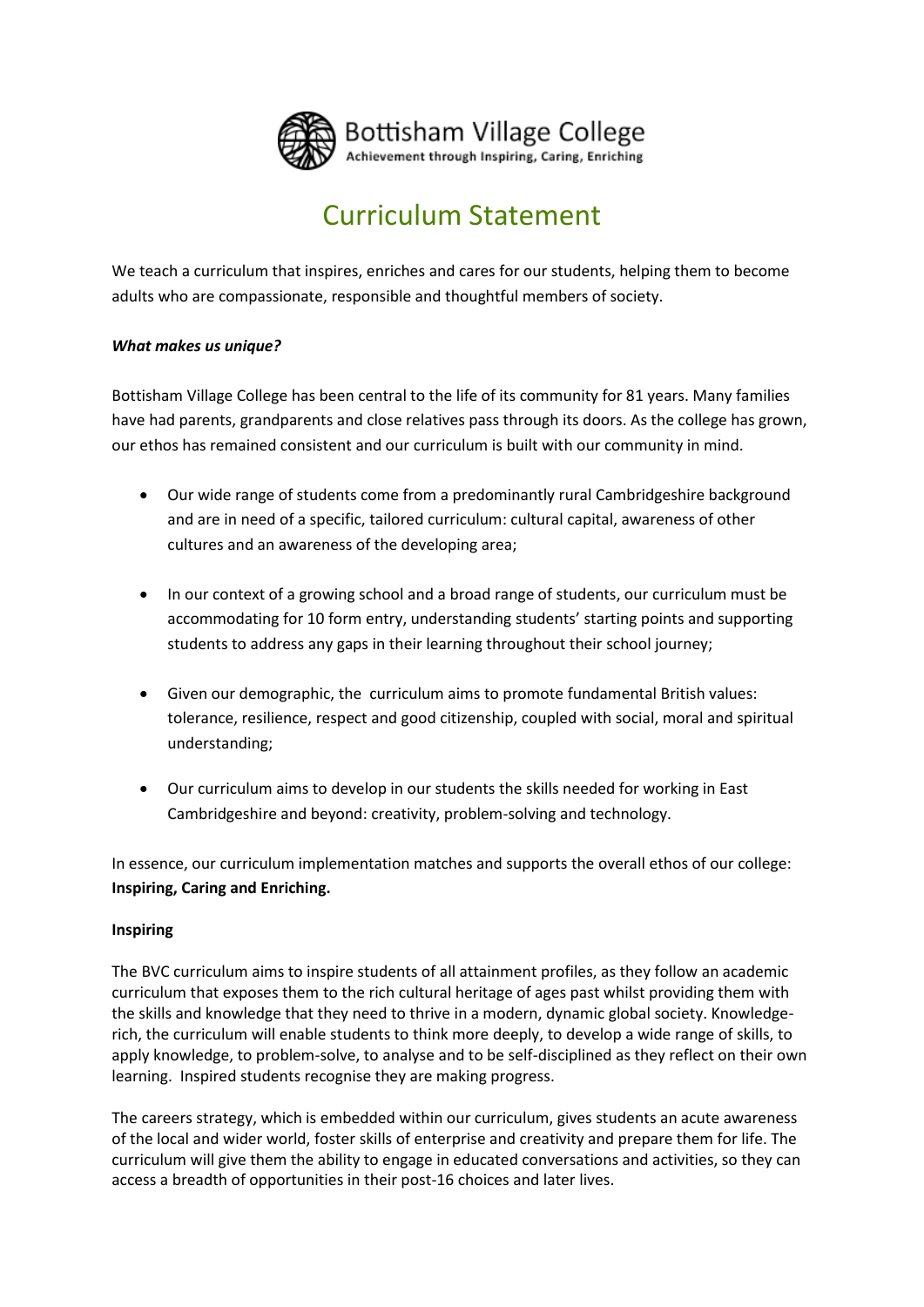Bottisham Village College

Achievement through Inspiring, Caring, Enriching

# Curriculum Statement

We teach a curriculum that inspires, enriches and cares for our students, helping them to become adults who are compassionate, responsible and thoughtful members of society.

***What makes us unique?***

Bottisham Village College has been central to the life of its community for 81 years. Many families have had parents, grandparents and close relatives pass through its doors. As the college has grown, our ethos has remained consistent and our curriculum is built with our community in mind.

- Our wide range of students come from a predominantly rural Cambridgeshire background and are in need of a specific, tailored curriculum: cultural capital, awareness of other cultures and an awareness of the developing area;
- In our context of a growing school and a broad range of students, our curriculum must be accommodating for 10 form entry, understanding students' starting points and supporting students to address any gaps in their learning throughout their school journey;
- Given our demographic, the curriculum aims to promote fundamental British values: tolerance, resilience, respect and good citizenship, coupled with social, moral and spiritual understanding;
- Our curriculum aims to develop in our students the skills needed for working in East Cambridgeshire and beyond: creativity, problem-solving and technology.

In essence, our curriculum implementation matches and supports the overall ethos of our college: **Inspiring, Caring and Enriching.**

**Inspiring**

The BVC curriculum aims to inspire students of all attainment profiles, as they follow an academic curriculum that exposes them to the rich cultural heritage of ages past whilst providing them with the skills and knowledge that they need to thrive in a modern, dynamic global society. Knowledge-rich, the curriculum will enable students to think more deeply, to develop a wide range of skills, to apply knowledge, to problem-solve, to analyse and to be self-disciplined as they reflect on their own learning. Inspired students recognise they are making progress.

The careers strategy, which is embedded within our curriculum, gives students an acute awareness of the local and wider world, foster skills of enterprise and creativity and prepare them for life. The curriculum will give them the ability to engage in educated conversations and activities, so they can access a breadth of opportunities in their post-16 choices and later lives.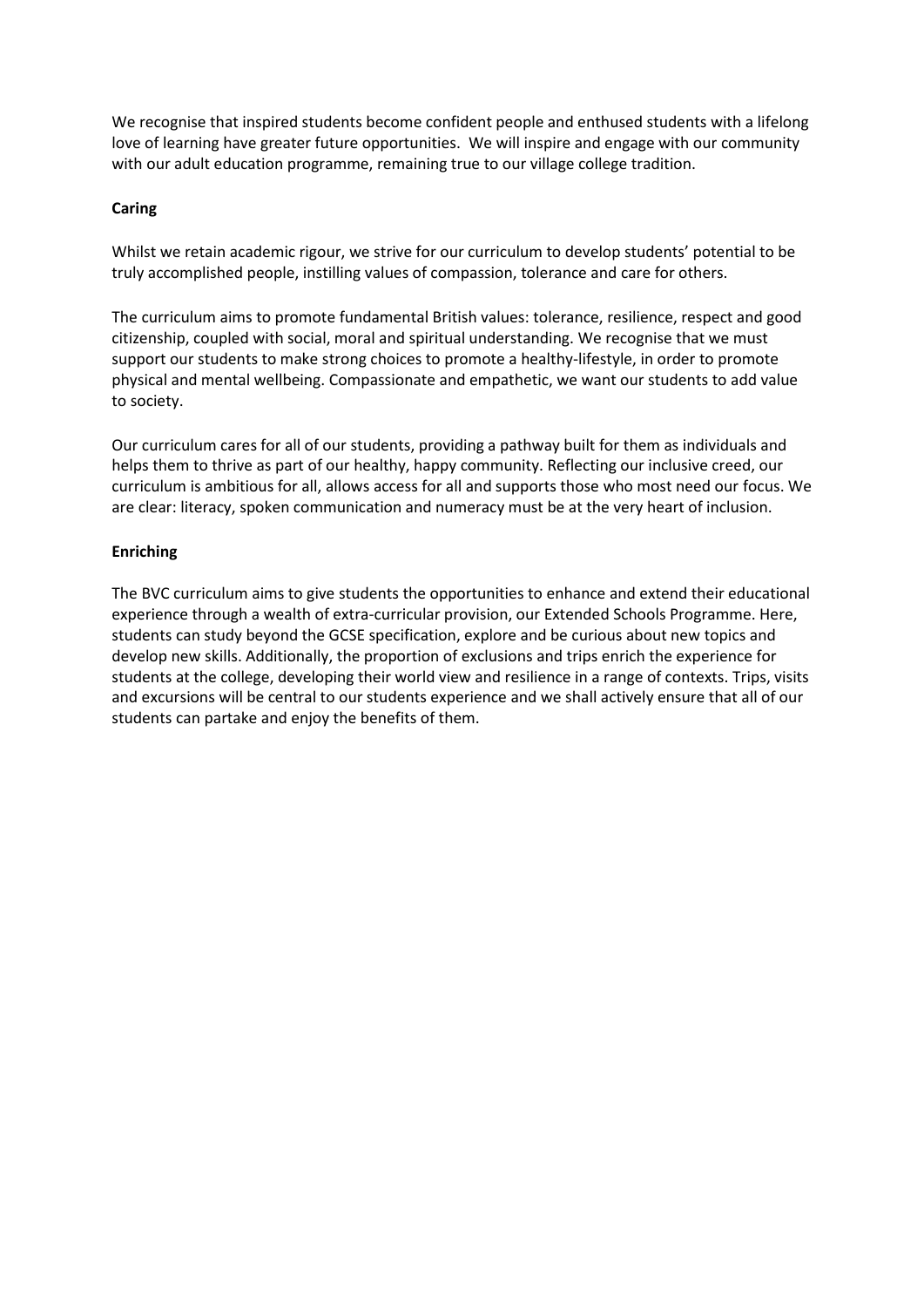We recognise that inspired students become confident people and enthused students with a lifelong love of learning have greater future opportunities.  We will inspire and engage with our community with our adult education programme, remaining true to our village college tradition.

**Caring**

Whilst we retain academic rigour, we strive for our curriculum to develop students' potential to be truly accomplished people, instilling values of compassion, tolerance and care for others.

The curriculum aims to promote fundamental British values: tolerance, resilience, respect and good citizenship, coupled with social, moral and spiritual understanding. We recognise that we must support our students to make strong choices to promote a healthy-lifestyle, in order to promote physical and mental wellbeing. Compassionate and empathetic, we want our students to add value to society.

Our curriculum cares for all of our students, providing a pathway built for them as individuals and helps them to thrive as part of our healthy, happy community. Reflecting our inclusive creed, our curriculum is ambitious for all, allows access for all and supports those who most need our focus. We are clear: literacy, spoken communication and numeracy must be at the very heart of inclusion.

**Enriching**

The BVC curriculum aims to give students the opportunities to enhance and extend their educational experience through a wealth of extra-curricular provision, our Extended Schools Programme. Here, students can study beyond the GCSE specification, explore and be curious about new topics and develop new skills. Additionally, the proportion of exclusions and trips enrich the experience for students at the college, developing their world view and resilience in a range of contexts. Trips, visits and excursions will be central to our students experience and we shall actively ensure that all of our students can partake and enjoy the benefits of them.